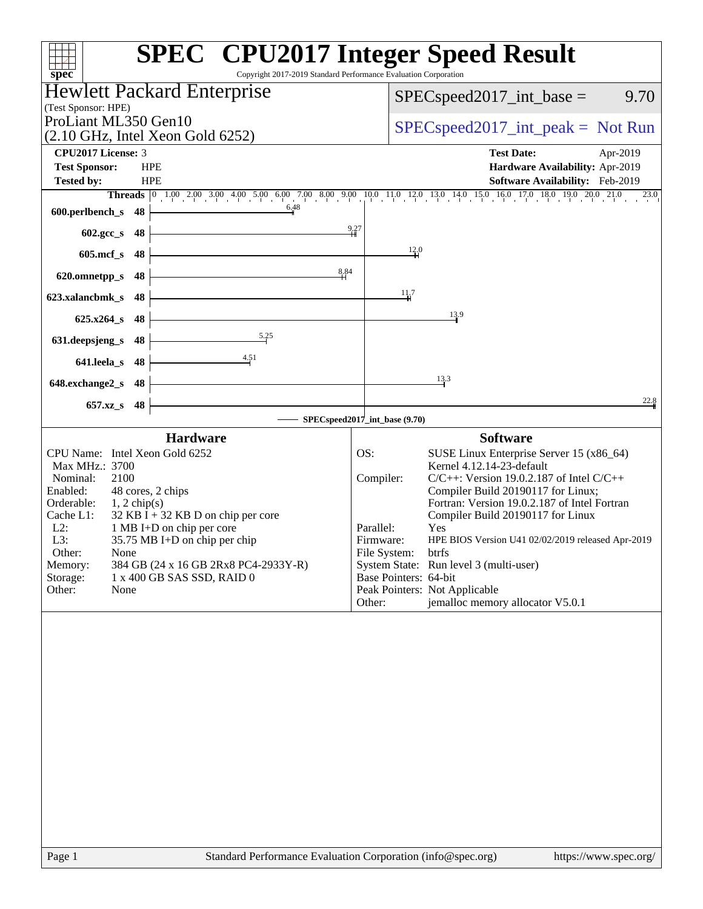# SPEC CPU2017 Integer Speed Result

Copyright 2017-2019 Standard Performance Evaluation Corporation

## Hewlett Packard Enterprise

(Test Sponsor: HPE)

ProLiant ML350 Gen10
(2.10 GHz, Intel Xeon Gold 6252)

SPECspeed2017_int_base = 9.70

SPECspeed2017_int_peak = Not Run

| | | | |
|---|---|---|---|
| **CPU2017 License:** | 3 | **Test Date:** | Apr-2019 |
| **Test Sponsor:** | HPE | **Hardware Availability:** | Apr-2019 |
| **Tested by:** | HPE | **Software Availability:** | Feb-2019 |

| Benchmark | Threads | Base Ratio |
|---|---|---|
| 600.perlbench_s | 48 | 6.48 |
| 602.gcc_s | 48 | 9.27 |
| 605.mcf_s | 48 | 12.0 |
| 620.omnetpp_s | 48 | 8.84 |
| 623.xalancbmk_s | 48 | 11.7 |
| 625.x264_s | 48 | 13.9 |
| 631.deepsjeng_s | 48 | 5.25 |
| 641.leela_s | 48 | 4.51 |
| 648.exchange2_s | 48 | 13.3 |
| 657.xz_s | 48 | 22.8 |

SPECspeed2017_int_base (9.70)

### Hardware

| | |
|---|---|
| CPU Name: | Intel Xeon Gold 6252 |
| Max MHz.: | 3700 |
| Nominal: | 2100 |
| Enabled: | 48 cores, 2 chips |
| Orderable: | 1, 2 chip(s) |
| Cache L1: | 32 KB I + 32 KB D on chip per core |
| L2: | 1 MB I+D on chip per core |
| L3: | 35.75 MB I+D on chip per chip |
| Other: | None |
| Memory: | 384 GB (24 x 16 GB 2Rx8 PC4-2933Y-R) |
| Storage: | 1 x 400 GB SAS SSD, RAID 0 |
| Other: | None |

### Software

| | |
|---|---|
| OS: | SUSE Linux Enterprise Server 15 (x86_64) Kernel 4.12.14-23-default |
| Compiler: | C/C++: Version 19.0.2.187 of Intel C/C++ Compiler Build 20190117 for Linux; Fortran: Version 19.0.2.187 of Intel Fortran Compiler Build 20190117 for Linux |
| Parallel: | Yes |
| Firmware: | HPE BIOS Version U41 02/02/2019 released Apr-2019 |
| File System: | btrfs |
| System State: | Run level 3 (multi-user) |
| Base Pointers: | 64-bit |
| Peak Pointers: | Not Applicable |
| Other: | jemalloc memory allocator V5.0.1 |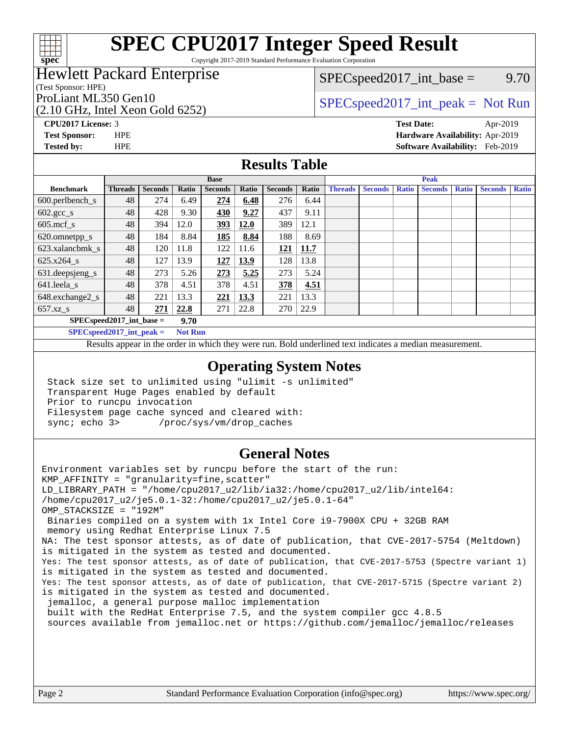# SPEC CPU2017 Integer Speed Result

Copyright 2017-2019 Standard Performance Evaluation Corporation

## Hewlett Packard Enterprise

(Test Sponsor: HPE)

ProLiant ML350 Gen10
(2.10 GHz, Intel Xeon Gold 6252)

SPECspeed2017_int_base = 9.70

SPECspeed2017_int_peak = Not Run

**CPU2017 License:** 3
**Test Sponsor:** HPE
**Tested by:** HPE

**Test Date:** Apr-2019
**Hardware Availability:** Apr-2019
**Software Availability:** Feb-2019

## Results Table

| Benchmark | Base | | | | | | | Peak | | | | | | |
|---|---|---|---|---|---|---|---|---|---|---|---|---|---|---|
| | Threads | Seconds | Ratio | Seconds | Ratio | Seconds | Ratio | Threads | Seconds | Ratio | Seconds | Ratio | Seconds | Ratio |
| 600.perlbench_s | 48 | 274 | 6.49 | **274** | **6.48** | 276 | 6.44 | | | | | | | |
| 602.gcc_s | 48 | 428 | 9.30 | **430** | **9.27** | 437 | 9.11 | | | | | | | |
| 605.mcf_s | 48 | 394 | 12.0 | **393** | **12.0** | 389 | 12.1 | | | | | | | |
| 620.omnetpp_s | 48 | 184 | 8.84 | **185** | **8.84** | 188 | 8.69 | | | | | | | |
| 623.xalancbmk_s | 48 | 120 | 11.8 | 122 | 11.6 | **121** | **11.7** | | | | | | | |
| 625.x264_s | 48 | 127 | 13.9 | **127** | **13.9** | 128 | 13.8 | | | | | | | |
| 631.deepsjeng_s | 48 | 273 | 5.26 | **273** | **5.25** | 273 | 5.24 | | | | | | | |
| 641.leela_s | 48 | 378 | 4.51 | 378 | 4.51 | **378** | **4.51** | | | | | | | |
| 648.exchange2_s | 48 | 221 | 13.3 | **221** | **13.3** | 221 | 13.3 | | | | | | | |
| 657.xz_s | 48 | **271** | **22.8** | 271 | 22.8 | 270 | 22.9 | | | | | | | |

**SPECspeed2017_int_base = 9.70**

**SPECspeed2017_int_peak = Not Run**

Results appear in the order in which they were run. Bold underlined text indicates a median measurement.

## Operating System Notes

```
Stack size set to unlimited using "ulimit -s unlimited"
Transparent Huge Pages enabled by default
Prior to runcpu invocation
Filesystem page cache synced and cleared with:
sync; echo 3>       /proc/sys/vm/drop_caches
```

## General Notes

```
Environment variables set by runcpu before the start of the run:
KMP_AFFINITY = "granularity=fine,scatter"
LD_LIBRARY_PATH = "/home/cpu2017_u2/lib/ia32:/home/cpu2017_u2/lib/intel64:
/home/cpu2017_u2/je5.0.1-32:/home/cpu2017_u2/je5.0.1-64"
OMP_STACKSIZE = "192M"
 Binaries compiled on a system with 1x Intel Core i9-7900X CPU + 32GB RAM
 memory using Redhat Enterprise Linux 7.5
NA: The test sponsor attests, as of date of publication, that CVE-2017-5754 (Meltdown)
is mitigated in the system as tested and documented.
Yes: The test sponsor attests, as of date of publication, that CVE-2017-5753 (Spectre variant 1)
is mitigated in the system as tested and documented.
Yes: The test sponsor attests, as of date of publication, that CVE-2017-5715 (Spectre variant 2)
is mitigated in the system as tested and documented.
 jemalloc, a general purpose malloc implementation
 built with the RedHat Enterprise 7.5, and the system compiler gcc 4.8.5
 sources available from jemalloc.net or https://github.com/jemalloc/jemalloc/releases
```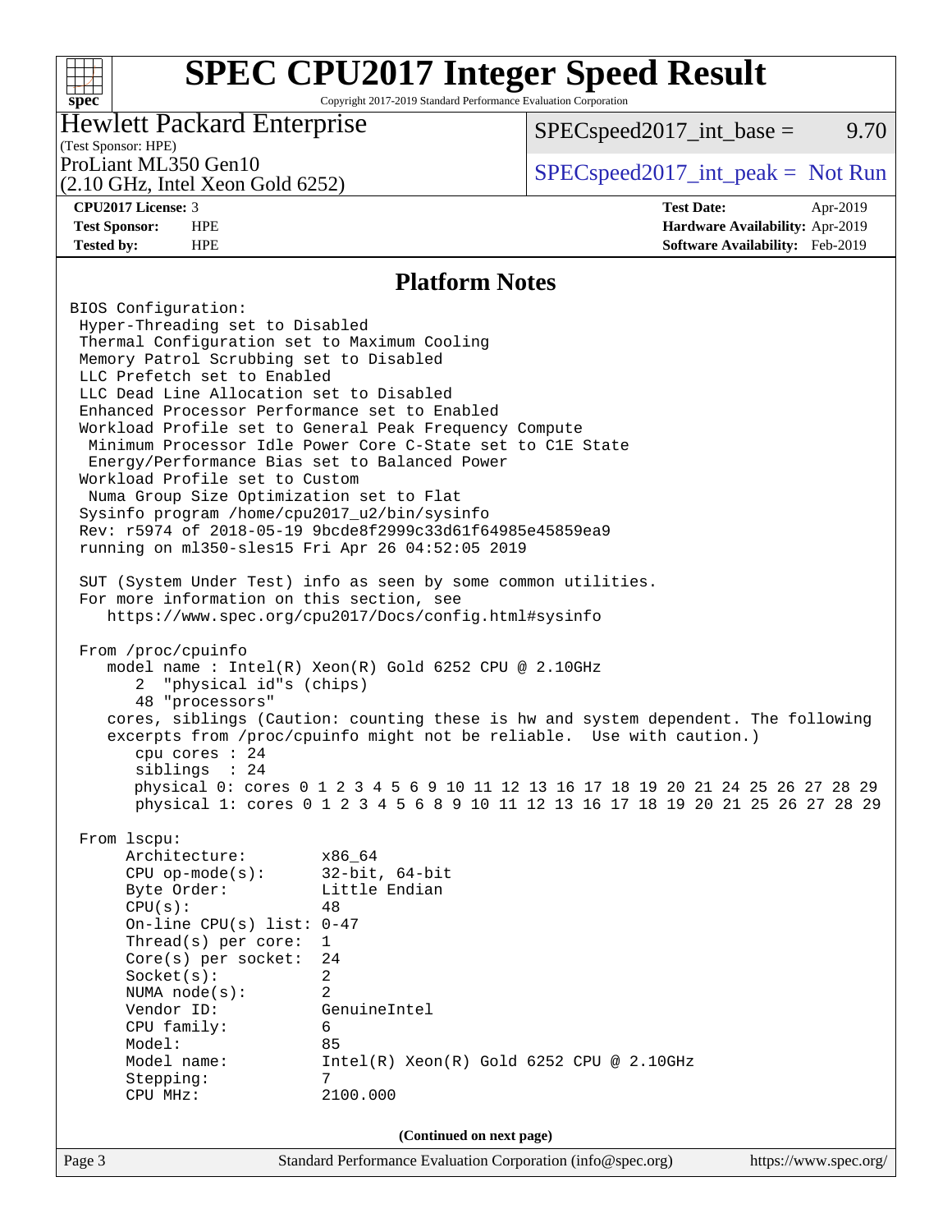# SPEC CPU2017 Integer Speed Result

Copyright 2017-2019 Standard Performance Evaluation Corporation

**Hewlett Packard Enterprise**
(Test Sponsor: HPE)

ProLiant ML350 Gen10
(2.10 GHz, Intel Xeon Gold 6252)

SPECspeed2017_int_base = 9.70

SPECspeed2017_int_peak = Not Run

| | | | |
|---|---|---|---|
| **CPU2017 License:** | 3 | **Test Date:** | Apr-2019 |
| **Test Sponsor:** | HPE | **Hardware Availability:** | Apr-2019 |
| **Tested by:** | HPE | **Software Availability:** | Feb-2019 |

## Platform Notes

```
BIOS Configuration:
 Hyper-Threading set to Disabled
 Thermal Configuration set to Maximum Cooling
 Memory Patrol Scrubbing set to Disabled
 LLC Prefetch set to Enabled
 LLC Dead Line Allocation set to Disabled
 Enhanced Processor Performance set to Enabled
 Workload Profile set to General Peak Frequency Compute
  Minimum Processor Idle Power Core C-State set to C1E State
  Energy/Performance Bias set to Balanced Power
 Workload Profile set to Custom
  Numa Group Size Optimization set to Flat
 Sysinfo program /home/cpu2017_u2/bin/sysinfo
 Rev: r5974 of 2018-05-19 9bcde8f2999c33d61f64985e45859ea9
 running on ml350-sles15 Fri Apr 26 04:52:05 2019

 SUT (System Under Test) info as seen by some common utilities.
 For more information on this section, see
    https://www.spec.org/cpu2017/Docs/config.html#sysinfo

 From /proc/cpuinfo
    model name : Intel(R) Xeon(R) Gold 6252 CPU @ 2.10GHz
       2  "physical id"s (chips)
       48 "processors"
    cores, siblings (Caution: counting these is hw and system dependent. The following
    excerpts from /proc/cpuinfo might not be reliable.  Use with caution.)
       cpu cores : 24
       siblings  : 24
       physical 0: cores 0 1 2 3 4 5 6 9 10 11 12 13 16 17 18 19 20 21 24 25 26 27 28 29
       physical 1: cores 0 1 2 3 4 5 6 8 9 10 11 12 13 16 17 18 19 20 21 25 26 27 28 29

 From lscpu:
      Architecture:        x86_64
      CPU op-mode(s):      32-bit, 64-bit
      Byte Order:          Little Endian
      CPU(s):              48
      On-line CPU(s) list: 0-47
      Thread(s) per core:  1
      Core(s) per socket:  24
      Socket(s):           2
      NUMA node(s):        2
      Vendor ID:           GenuineIntel
      CPU family:          6
      Model:               85
      Model name:          Intel(R) Xeon(R) Gold 6252 CPU @ 2.10GHz
      Stepping:            7
      CPU MHz:             2100.000
```

(Continued on next page)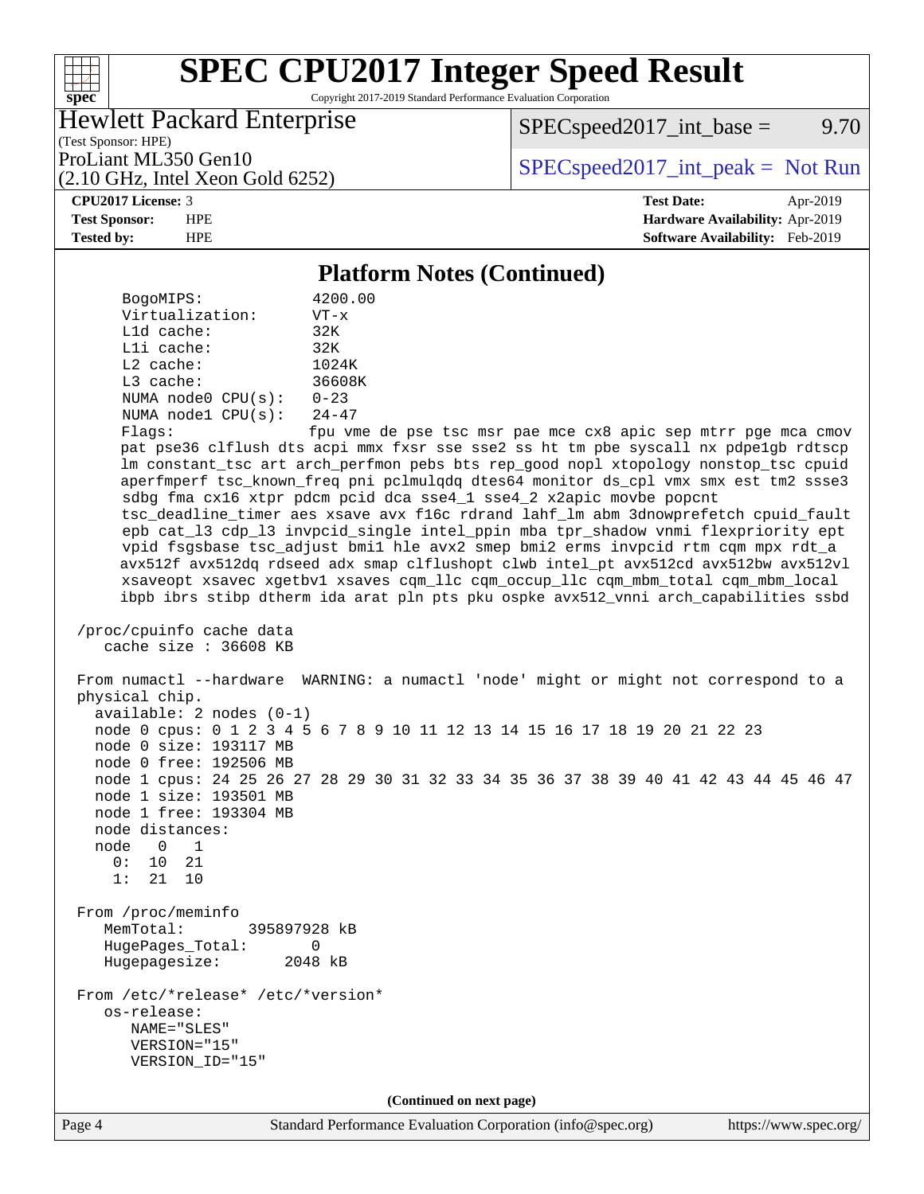## Platform Notes (Continued)

```
    BogoMIPS:            4200.00
    Virtualization:      VT-x
    L1d cache:           32K
    L1i cache:           32K
    L2 cache:            1024K
    L3 cache:            36608K
    NUMA node0 CPU(s):   0-23
    NUMA node1 CPU(s):   24-47
    Flags:               fpu vme de pse tsc msr pae mce cx8 apic sep mtrr pge mca cmov
    pat pse36 clflush dts acpi mmx fxsr sse sse2 ss ht tm pbe syscall nx pdpe1gb rdtscp
    lm constant_tsc art arch_perfmon pebs bts rep_good nopl xtopology nonstop_tsc cpuid
    aperfmperf tsc_known_freq pni pclmulqdq dtes64 monitor ds_cpl vmx smx est tm2 ssse3
    sdbg fma cx16 xtpr pdcm pcid dca sse4_1 sse4_2 x2apic movbe popcnt
    tsc_deadline_timer aes xsave avx f16c rdrand lahf_lm abm 3dnowprefetch cpuid_fault
    epb cat_l3 cdp_l3 invpcid_single intel_ppin mba tpr_shadow vnmi flexpriority ept
    vpid fsgsbase tsc_adjust bmi1 hle avx2 smep bmi2 erms invpcid rtm cqm mpx rdt_a
    avx512f avx512dq rdseed adx smap clflushopt clwb intel_pt avx512cd avx512bw avx512vl
    xsaveopt xsavec xgetbv1 xsaves cqm_llc cqm_occup_llc cqm_mbm_total cqm_mbm_local
    ibpb ibrs stibp dtherm ida arat pln pts pku ospke avx512_vnni arch_capabilities ssbd

/proc/cpuinfo cache data
   cache size : 36608 KB

From numactl --hardware  WARNING: a numactl 'node' might or might not correspond to a
physical chip.
  available: 2 nodes (0-1)
  node 0 cpus: 0 1 2 3 4 5 6 7 8 9 10 11 12 13 14 15 16 17 18 19 20 21 22 23
  node 0 size: 193117 MB
  node 0 free: 192506 MB
  node 1 cpus: 24 25 26 27 28 29 30 31 32 33 34 35 36 37 38 39 40 41 42 43 44 45 46 47
  node 1 size: 193501 MB
  node 1 free: 193304 MB
  node distances:
  node   0   1
    0:  10  21
    1:  21  10

From /proc/meminfo
   MemTotal:       395897928 kB
   HugePages_Total:       0
   Hugepagesize:       2048 kB

From /etc/*release* /etc/*version*
   os-release:
      NAME="SLES"
      VERSION="15"
      VERSION_ID="15"
```

(Continued on next page)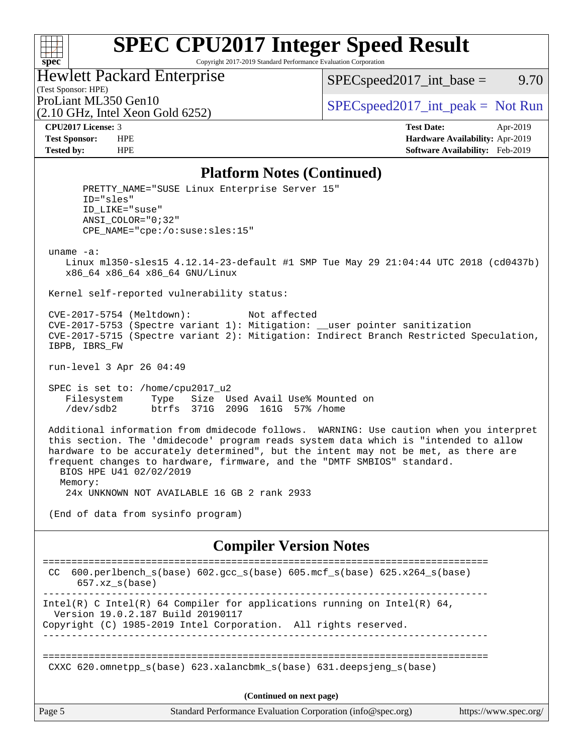## Platform Notes (Continued)

```
      PRETTY_NAME="SUSE Linux Enterprise Server 15"
      ID="sles"
      ID_LIKE="suse"
      ANSI_COLOR="0;32"
      CPE_NAME="cpe:/o:suse:sles:15"

 uname -a:
    Linux ml350-sles15 4.12.14-23-default #1 SMP Tue May 29 21:04:44 UTC 2018 (cd0437b)
    x86_64 x86_64 x86_64 GNU/Linux

 Kernel self-reported vulnerability status:

 CVE-2017-5754 (Meltdown):          Not affected
 CVE-2017-5753 (Spectre variant 1): Mitigation: __user pointer sanitization
 CVE-2017-5715 (Spectre variant 2): Mitigation: Indirect Branch Restricted Speculation,
 IBPB, IBRS_FW

 run-level 3 Apr 26 04:49

 SPEC is set to: /home/cpu2017_u2
    Filesystem     Type   Size  Used Avail Use% Mounted on
    /dev/sdb2      btrfs  371G  209G  161G  57% /home

 Additional information from dmidecode follows.  WARNING: Use caution when you interpret
 this section. The 'dmidecode' program reads system data which is "intended to allow
 hardware to be accurately determined", but the intent may not be met, as there are
 frequent changes to hardware, firmware, and the "DMTF SMBIOS" standard.
   BIOS HPE U41 02/02/2019
   Memory:
    24x UNKNOWN NOT AVAILABLE 16 GB 2 rank 2933

 (End of data from sysinfo program)
```

## Compiler Version Notes

```
==============================================================================
 CC  600.perlbench_s(base) 602.gcc_s(base) 605.mcf_s(base) 625.x264_s(base)
      657.xz_s(base)
------------------------------------------------------------------------------
Intel(R) C Intel(R) 64 Compiler for applications running on Intel(R) 64,
  Version 19.0.2.187 Build 20190117
Copyright (C) 1985-2019 Intel Corporation.  All rights reserved.
------------------------------------------------------------------------------

==============================================================================
 CXXC 620.omnetpp_s(base) 623.xalancbmk_s(base) 631.deepsjeng_s(base)
```

(Continued on next page)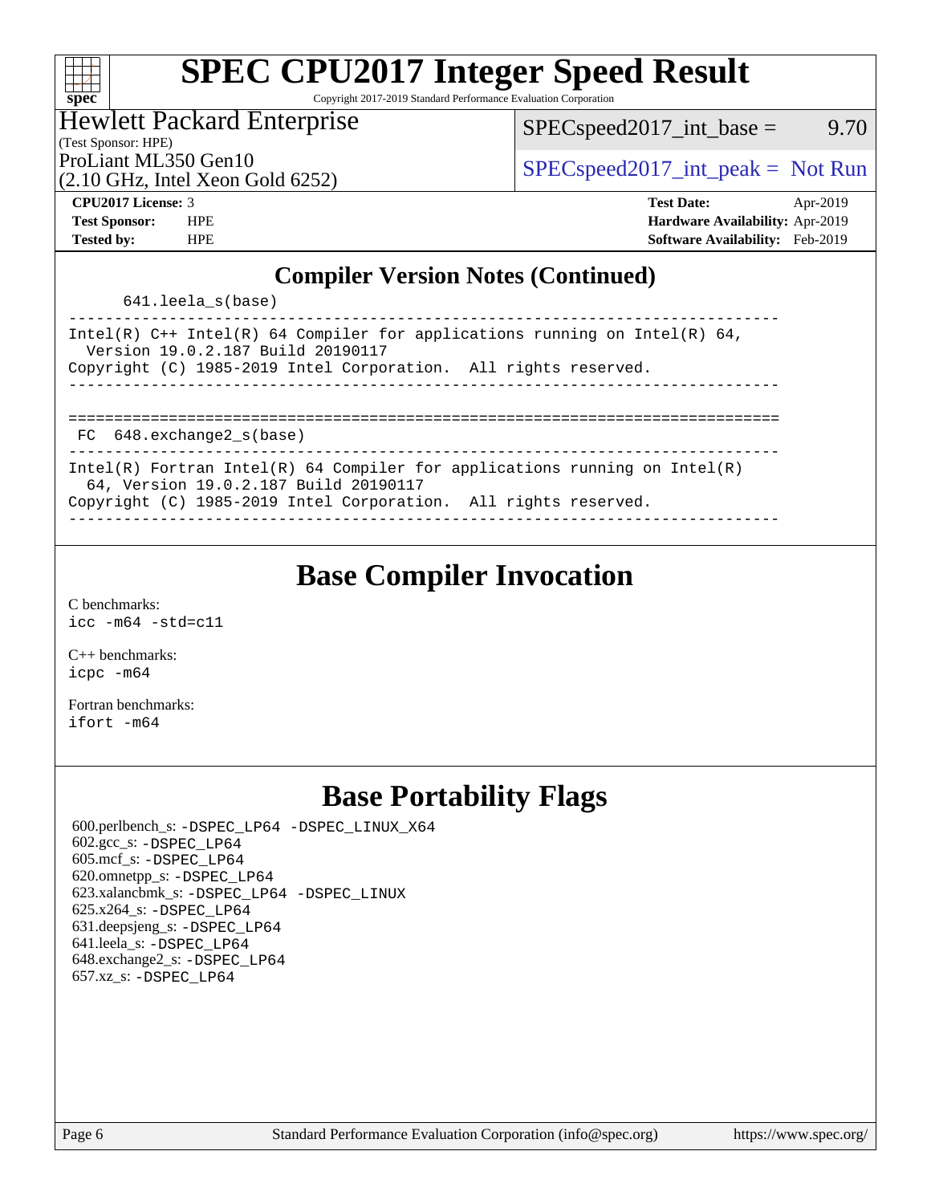## Compiler Version Notes (Continued)

```
      641.leela_s(base)
------------------------------------------------------------------------------
Intel(R) C++ Intel(R) 64 Compiler for applications running on Intel(R) 64,
  Version 19.0.2.187 Build 20190117
Copyright (C) 1985-2019 Intel Corporation.  All rights reserved.
------------------------------------------------------------------------------

==============================================================================
 FC  648.exchange2_s(base)
------------------------------------------------------------------------------
Intel(R) Fortran Intel(R) 64 Compiler for applications running on Intel(R)
  64, Version 19.0.2.187 Build 20190117
Copyright (C) 1985-2019 Intel Corporation.  All rights reserved.
------------------------------------------------------------------------------
```

## Base Compiler Invocation

C benchmarks:
`icc -m64 -std=c11`

C++ benchmarks:
`icpc -m64`

Fortran benchmarks:
`ifort -m64`

## Base Portability Flags

600.perlbench_s: `-DSPEC_LP64 -DSPEC_LINUX_X64`
602.gcc_s: `-DSPEC_LP64`
605.mcf_s: `-DSPEC_LP64`
620.omnetpp_s: `-DSPEC_LP64`
623.xalancbmk_s: `-DSPEC_LP64 -DSPEC_LINUX`
625.x264_s: `-DSPEC_LP64`
631.deepsjeng_s: `-DSPEC_LP64`
641.leela_s: `-DSPEC_LP64`
648.exchange2_s: `-DSPEC_LP64`
657.xz_s: `-DSPEC_LP64`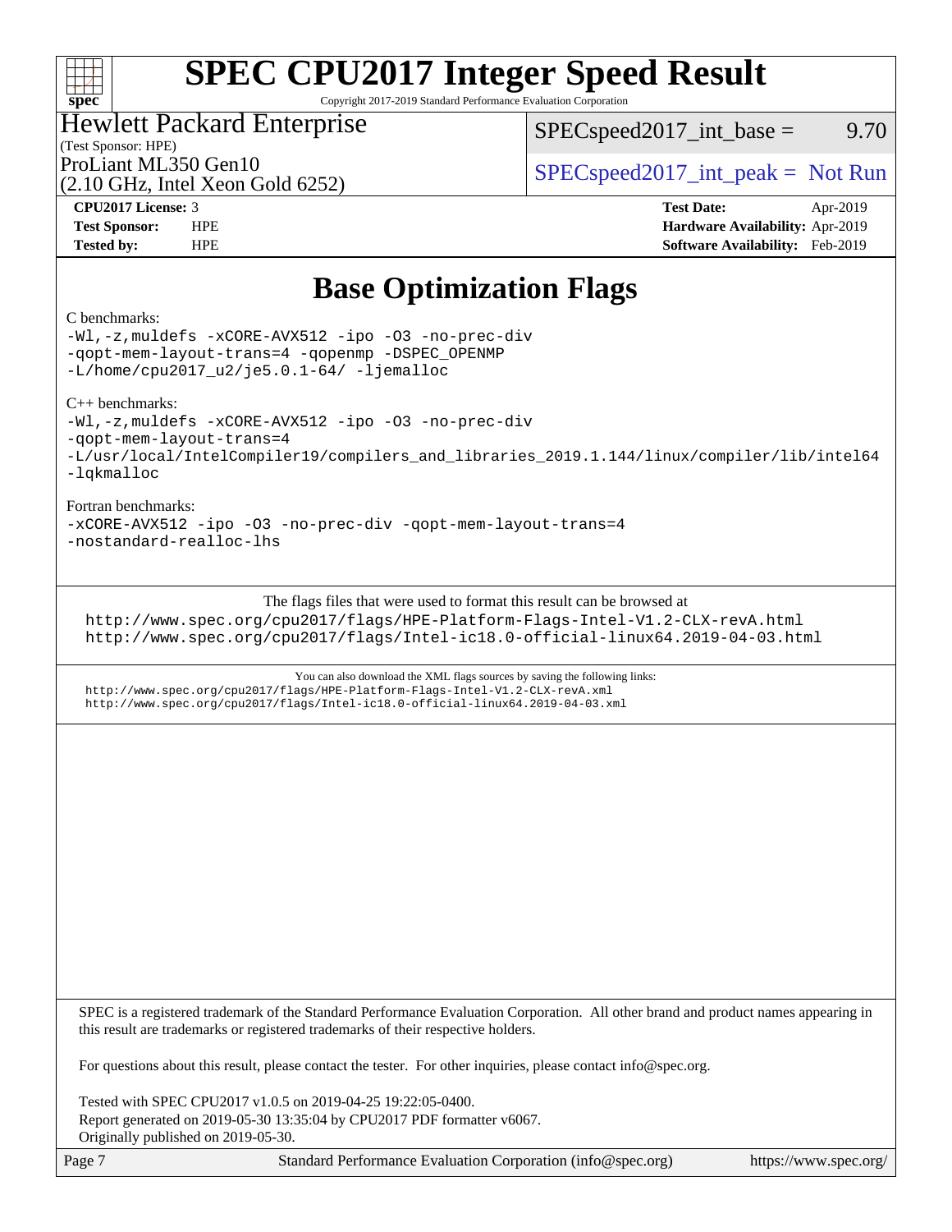# SPEC CPU2017 Integer Speed Result

Copyright 2017-2019 Standard Performance Evaluation Corporation

**Hewlett Packard Enterprise**
(Test Sponsor: HPE)
ProLiant ML350 Gen10
(2.10 GHz, Intel Xeon Gold 6252)

SPECspeed2017_int_base = 9.70

SPECspeed2017_int_peak = Not Run

| | | | |
|---|---|---|---|
| **CPU2017 License:** | 3 | **Test Date:** | Apr-2019 |
| **Test Sponsor:** | HPE | **Hardware Availability:** | Apr-2019 |
| **Tested by:** | HPE | **Software Availability:** | Feb-2019 |

## Base Optimization Flags

C benchmarks:

```
-Wl,-z,muldefs -xCORE-AVX512 -ipo -O3 -no-prec-div
-qopt-mem-layout-trans=4 -qopenmp -DSPEC_OPENMP
-L/home/cpu2017_u2/je5.0.1-64/ -ljemalloc
```

C++ benchmarks:

```
-Wl,-z,muldefs -xCORE-AVX512 -ipo -O3 -no-prec-div
-qopt-mem-layout-trans=4
-L/usr/local/IntelCompiler19/compilers_and_libraries_2019.1.144/linux/compiler/lib/intel64
-lqkmalloc
```

Fortran benchmarks:

```
-xCORE-AVX512 -ipo -O3 -no-prec-div -qopt-mem-layout-trans=4
-nostandard-realloc-lhs
```

The flags files that were used to format this result can be browsed at
http://www.spec.org/cpu2017/flags/HPE-Platform-Flags-Intel-V1.2-CLX-revA.html
http://www.spec.org/cpu2017/flags/Intel-ic18.0-official-linux64.2019-04-03.html

You can also download the XML flags sources by saving the following links:
http://www.spec.org/cpu2017/flags/HPE-Platform-Flags-Intel-V1.2-CLX-revA.xml
http://www.spec.org/cpu2017/flags/Intel-ic18.0-official-linux64.2019-04-03.xml

SPEC is a registered trademark of the Standard Performance Evaluation Corporation. All other brand and product names appearing in this result are trademarks or registered trademarks of their respective holders.

For questions about this result, please contact the tester. For other inquiries, please contact info@spec.org.

Tested with SPEC CPU2017 v1.0.5 on 2019-04-25 19:22:05-0400.
Report generated on 2019-05-30 13:35:04 by CPU2017 PDF formatter v6067.
Originally published on 2019-05-30.